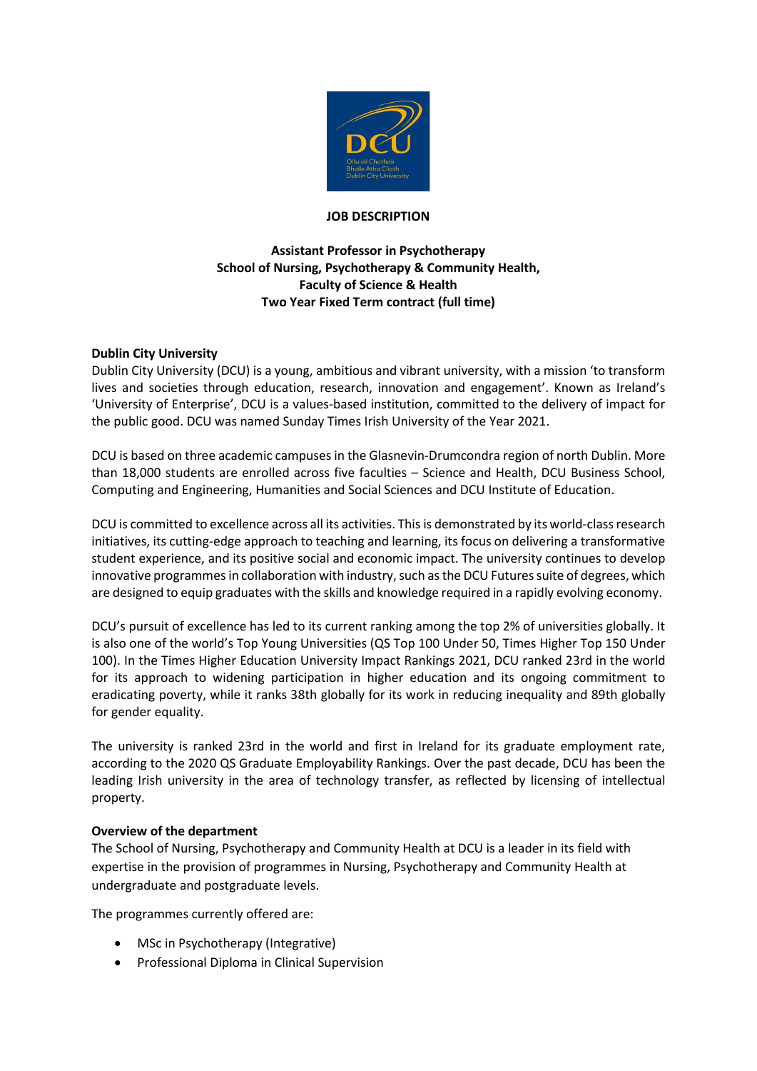**JOB DESCRIPTION**

**Assistant Professor in Psychotherapy**
**School of Nursing, Psychotherapy & Community Health,**
**Faculty of Science & Health**
**Two Year Fixed Term contract (full time)**

**Dublin City University**

Dublin City University (DCU) is a young, ambitious and vibrant university, with a mission 'to transform lives and societies through education, research, innovation and engagement'. Known as Ireland's 'University of Enterprise', DCU is a values-based institution, committed to the delivery of impact for the public good. DCU was named Sunday Times Irish University of the Year 2021.

DCU is based on three academic campuses in the Glasnevin-Drumcondra region of north Dublin. More than 18,000 students are enrolled across five faculties – Science and Health, DCU Business School, Computing and Engineering, Humanities and Social Sciences and DCU Institute of Education.

DCU is committed to excellence across all its activities. This is demonstrated by its world-class research initiatives, its cutting-edge approach to teaching and learning, its focus on delivering a transformative student experience, and its positive social and economic impact. The university continues to develop innovative programmes in collaboration with industry, such as the DCU Futures suite of degrees, which are designed to equip graduates with the skills and knowledge required in a rapidly evolving economy.

DCU's pursuit of excellence has led to its current ranking among the top 2% of universities globally. It is also one of the world's Top Young Universities (QS Top 100 Under 50, Times Higher Top 150 Under 100). In the Times Higher Education University Impact Rankings 2021, DCU ranked 23rd in the world for its approach to widening participation in higher education and its ongoing commitment to eradicating poverty, while it ranks 38th globally for its work in reducing inequality and 89th globally for gender equality.

The university is ranked 23rd in the world and first in Ireland for its graduate employment rate, according to the 2020 QS Graduate Employability Rankings. Over the past decade, DCU has been the leading Irish university in the area of technology transfer, as reflected by licensing of intellectual property.

**Overview of the department**

The School of Nursing, Psychotherapy and Community Health at DCU is a leader in its field with expertise in the provision of programmes in Nursing, Psychotherapy and Community Health at undergraduate and postgraduate levels.

The programmes currently offered are:

- MSc in Psychotherapy (Integrative)
- Professional Diploma in Clinical Supervision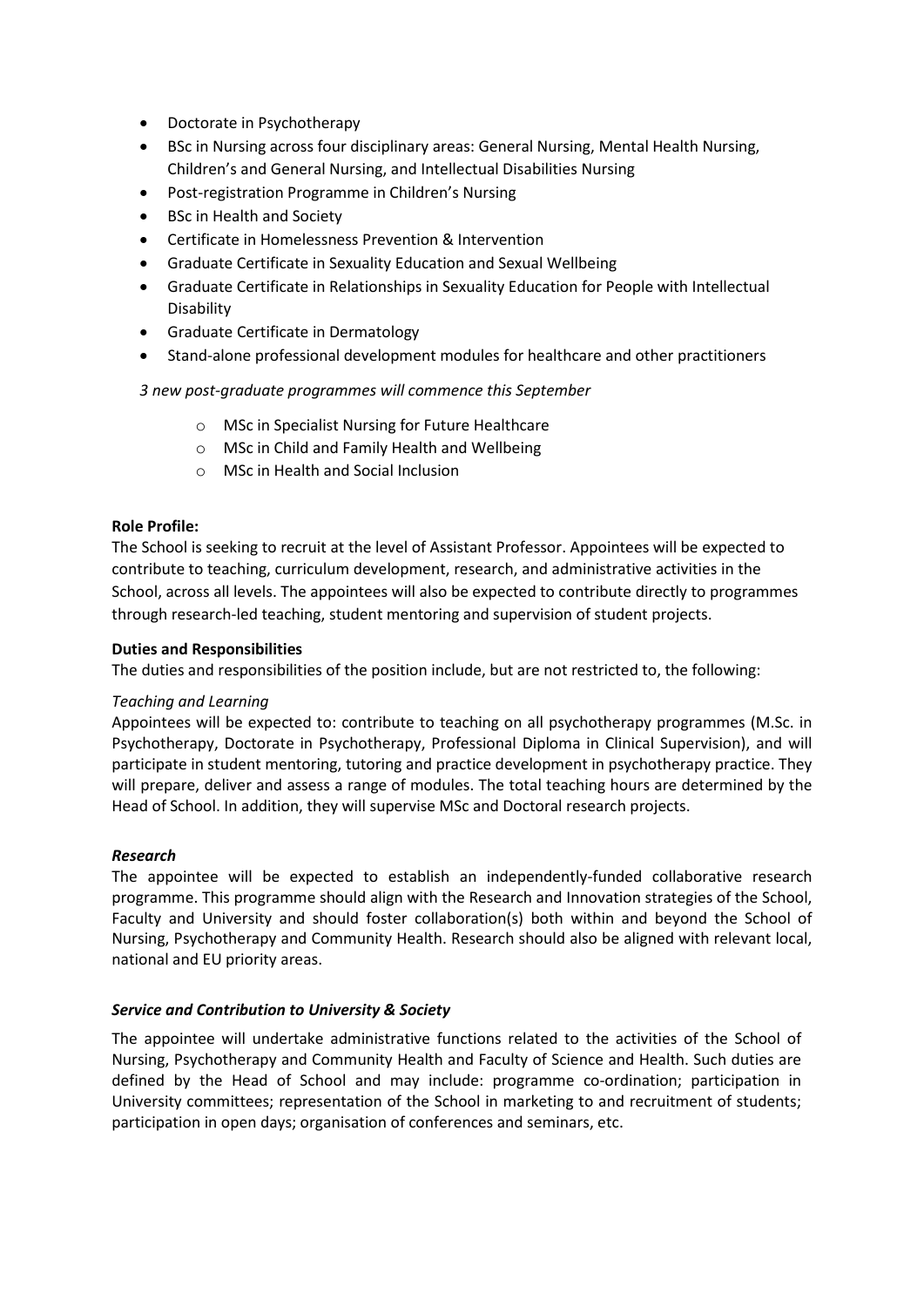- Doctorate in Psychotherapy
- BSc in Nursing across four disciplinary areas: General Nursing, Mental Health Nursing, Children's and General Nursing, and Intellectual Disabilities Nursing
- Post-registration Programme in Children's Nursing
- BSc in Health and Society
- Certificate in Homelessness Prevention & Intervention
- Graduate Certificate in Sexuality Education and Sexual Wellbeing
- Graduate Certificate in Relationships in Sexuality Education for People with Intellectual Disability
- Graduate Certificate in Dermatology
- Stand-alone professional development modules for healthcare and other practitioners

*3 new post-graduate programmes will commence this September*

- MSc in Specialist Nursing for Future Healthcare
- MSc in Child and Family Health and Wellbeing
- MSc in Health and Social Inclusion

**Role Profile:**

The School is seeking to recruit at the level of Assistant Professor. Appointees will be expected to contribute to teaching, curriculum development, research, and administrative activities in the School, across all levels. The appointees will also be expected to contribute directly to programmes through research-led teaching, student mentoring and supervision of student projects.

**Duties and Responsibilities**

The duties and responsibilities of the position include, but are not restricted to, the following:

*Teaching and Learning*

Appointees will be expected to: contribute to teaching on all psychotherapy programmes (M.Sc. in Psychotherapy, Doctorate in Psychotherapy, Professional Diploma in Clinical Supervision), and will participate in student mentoring, tutoring and practice development in psychotherapy practice. They will prepare, deliver and assess a range of modules. The total teaching hours are determined by the Head of School. In addition, they will supervise MSc and Doctoral research projects.

***Research***

The appointee will be expected to establish an independently-funded collaborative research programme. This programme should align with the Research and Innovation strategies of the School, Faculty and University and should foster collaboration(s) both within and beyond the School of Nursing, Psychotherapy and Community Health. Research should also be aligned with relevant local, national and EU priority areas.

***Service and Contribution to University & Society***

The appointee will undertake administrative functions related to the activities of the School of Nursing, Psychotherapy and Community Health and Faculty of Science and Health. Such duties are defined by the Head of School and may include: programme co-ordination; participation in University committees; representation of the School in marketing to and recruitment of students; participation in open days; organisation of conferences and seminars, etc.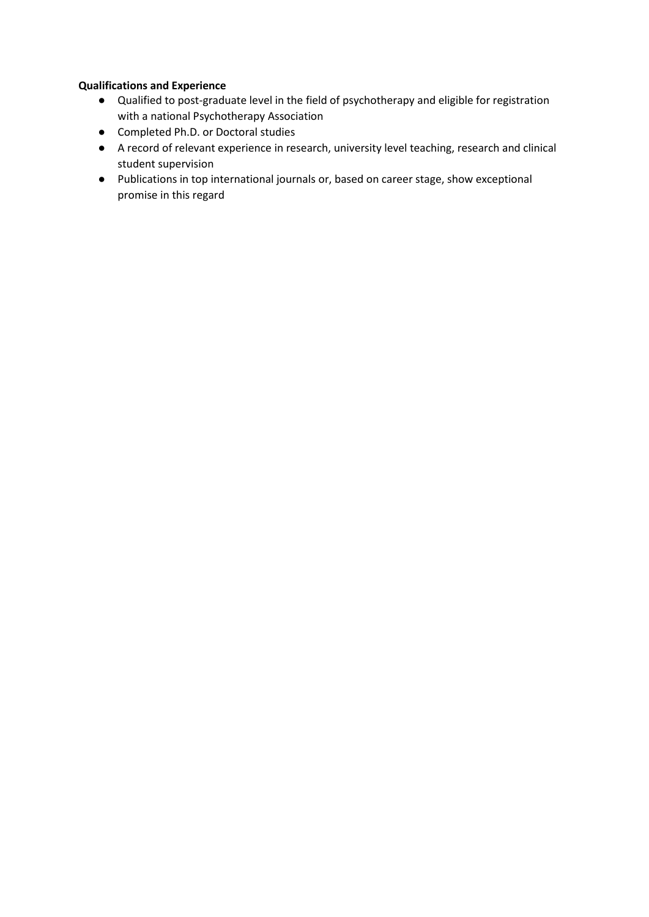**Qualifications and Experience**

- Qualified to post-graduate level in the field of psychotherapy and eligible for registration with a national Psychotherapy Association
- Completed Ph.D. or Doctoral studies
- A record of relevant experience in research, university level teaching, research and clinical student supervision
- Publications in top international journals or, based on career stage, show exceptional promise in this regard